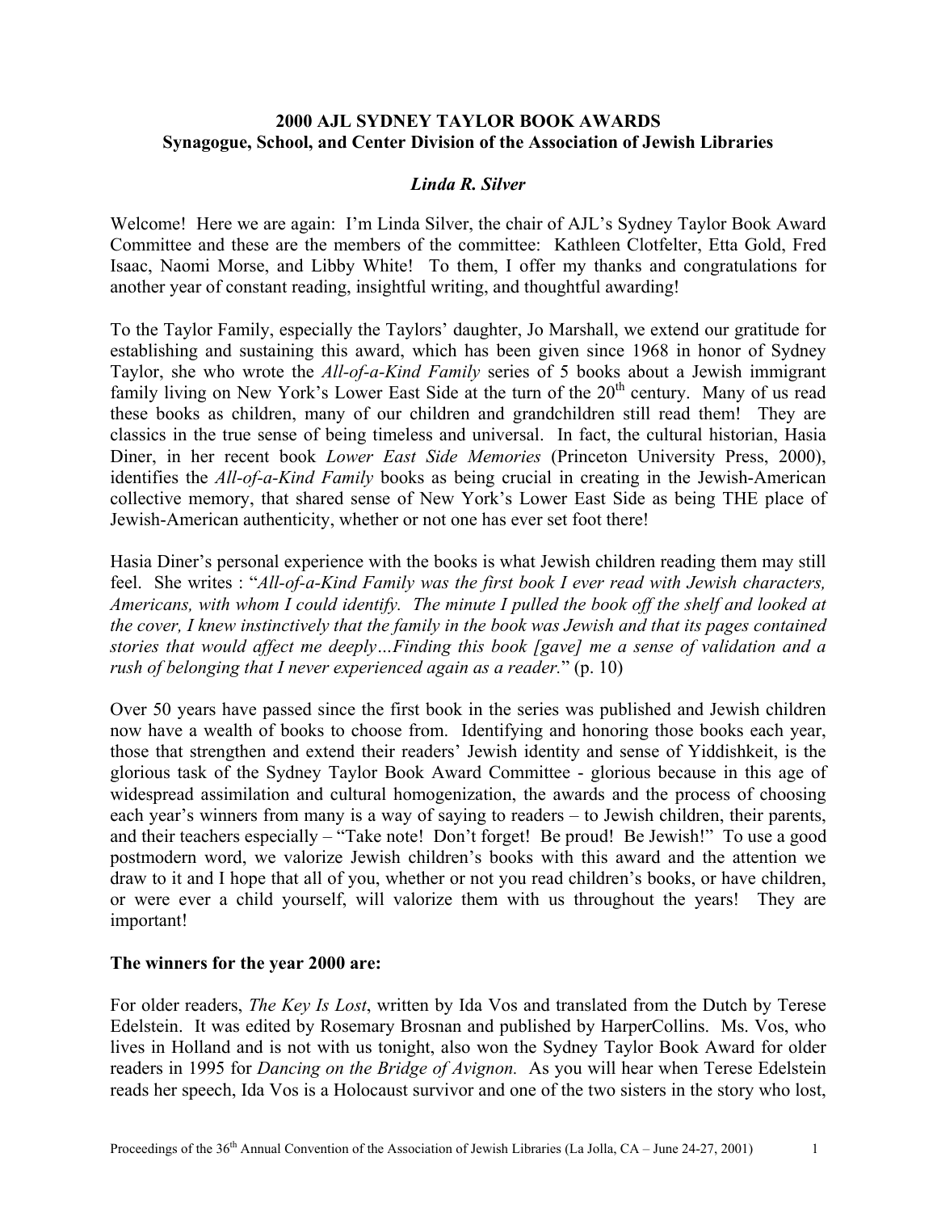# 2000 AJL SYDNEY TAYLOR BOOK AWARDS
## Synagogue, School, and Center Division of the Association of Jewish Libraries

***Linda R. Silver***

Welcome! Here we are again: I'm Linda Silver, the chair of AJL's Sydney Taylor Book Award Committee and these are the members of the committee: Kathleen Clotfelter, Etta Gold, Fred Isaac, Naomi Morse, and Libby White! To them, I offer my thanks and congratulations for another year of constant reading, insightful writing, and thoughtful awarding!

To the Taylor Family, especially the Taylors' daughter, Jo Marshall, we extend our gratitude for establishing and sustaining this award, which has been given since 1968 in honor of Sydney Taylor, she who wrote the *All-of-a-Kind Family* series of 5 books about a Jewish immigrant family living on New York's Lower East Side at the turn of the 20th century. Many of us read these books as children, many of our children and grandchildren still read them! They are classics in the true sense of being timeless and universal. In fact, the cultural historian, Hasia Diner, in her recent book *Lower East Side Memories* (Princeton University Press, 2000), identifies the *All-of-a-Kind Family* books as being crucial in creating in the Jewish-American collective memory, that shared sense of New York's Lower East Side as being THE place of Jewish-American authenticity, whether or not one has ever set foot there!

Hasia Diner's personal experience with the books is what Jewish children reading them may still feel. She writes : "*All-of-a-Kind Family was the first book I ever read with Jewish characters, Americans, with whom I could identify. The minute I pulled the book off the shelf and looked at the cover, I knew instinctively that the family in the book was Jewish and that its pages contained stories that would affect me deeply…Finding this book [gave] me a sense of validation and a rush of belonging that I never experienced again as a reader.*" (p. 10)

Over 50 years have passed since the first book in the series was published and Jewish children now have a wealth of books to choose from. Identifying and honoring those books each year, those that strengthen and extend their readers' Jewish identity and sense of Yiddishkeit, is the glorious task of the Sydney Taylor Book Award Committee - glorious because in this age of widespread assimilation and cultural homogenization, the awards and the process of choosing each year's winners from many is a way of saying to readers – to Jewish children, their parents, and their teachers especially – "Take note! Don't forget! Be proud! Be Jewish!" To use a good postmodern word, we valorize Jewish children's books with this award and the attention we draw to it and I hope that all of you, whether or not you read children's books, or have children, or were ever a child yourself, will valorize them with us throughout the years! They are important!

**The winners for the year 2000 are:**

For older readers, *The Key Is Lost*, written by Ida Vos and translated from the Dutch by Terese Edelstein. It was edited by Rosemary Brosnan and published by HarperCollins. Ms. Vos, who lives in Holland and is not with us tonight, also won the Sydney Taylor Book Award for older readers in 1995 for *Dancing on the Bridge of Avignon.* As you will hear when Terese Edelstein reads her speech, Ida Vos is a Holocaust survivor and one of the two sisters in the story who lost,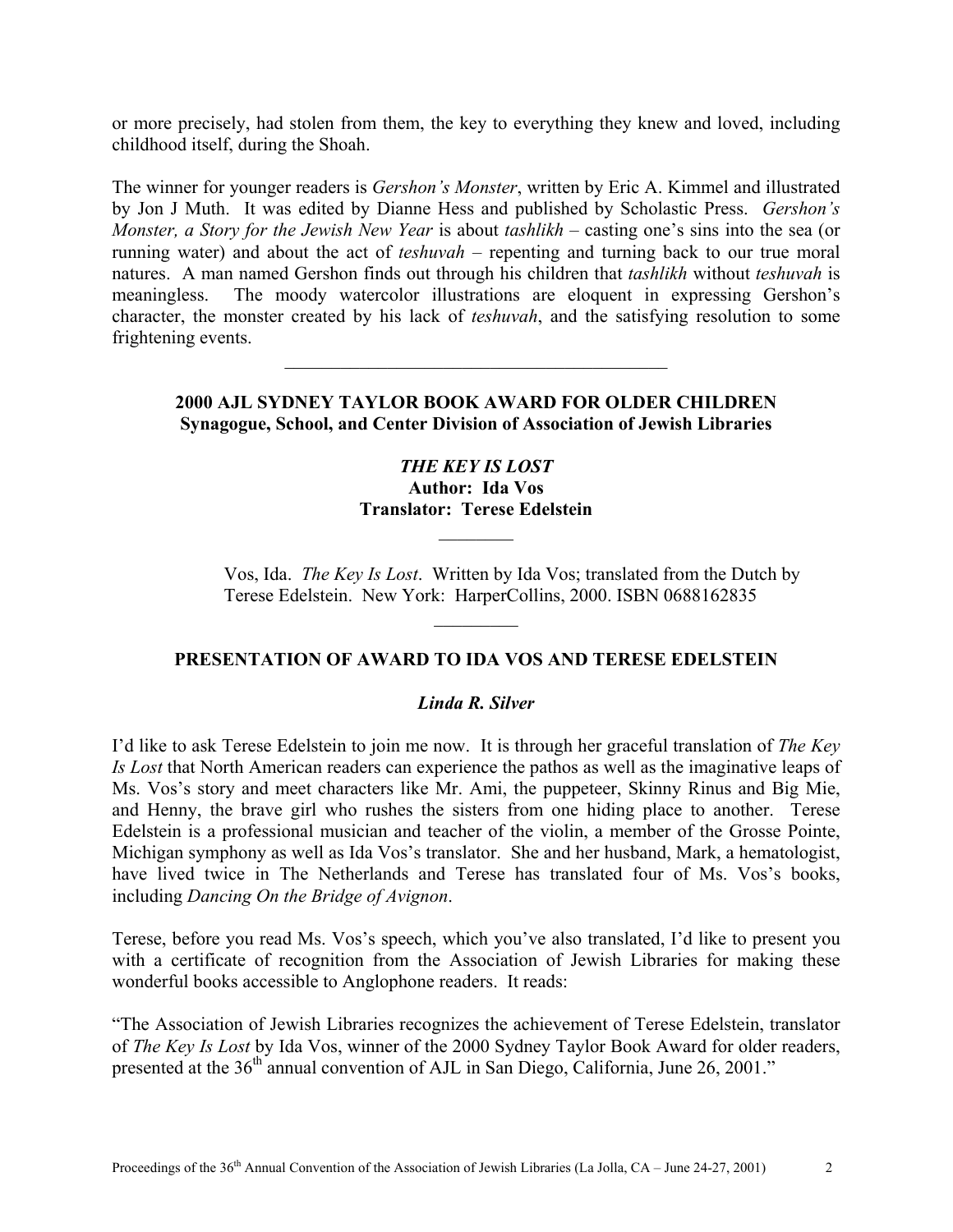or more precisely, had stolen from them, the key to everything they knew and loved, including childhood itself, during the Shoah.

The winner for younger readers is *Gershon's Monster*, written by Eric A. Kimmel and illustrated by Jon J Muth. It was edited by Dianne Hess and published by Scholastic Press. *Gershon's Monster, a Story for the Jewish New Year* is about *tashlikh* – casting one's sins into the sea (or running water) and about the act of *teshuvah* – repenting and turning back to our true moral natures. A man named Gershon finds out through his children that *tashlikh* without *teshuvah* is meaningless. The moody watercolor illustrations are eloquent in expressing Gershon's character, the monster created by his lack of *teshuvah*, and the satisfying resolution to some frightening events.

---

## 2000 AJL SYDNEY TAYLOR BOOK AWARD FOR OLDER CHILDREN
**Synagogue, School, and Center Division of Association of Jewish Libraries**

***THE KEY IS LOST***
**Author: Ida Vos**
**Translator: Terese Edelstein**

---

Vos, Ida. *The Key Is Lost*. Written by Ida Vos; translated from the Dutch by Terese Edelstein. New York: HarperCollins, 2000. ISBN 0688162835

---

## PRESENTATION OF AWARD TO IDA VOS AND TERESE EDELSTEIN

***Linda R. Silver***

I'd like to ask Terese Edelstein to join me now. It is through her graceful translation of *The Key Is Lost* that North American readers can experience the pathos as well as the imaginative leaps of Ms. Vos's story and meet characters like Mr. Ami, the puppeteer, Skinny Rinus and Big Mie, and Henny, the brave girl who rushes the sisters from one hiding place to another. Terese Edelstein is a professional musician and teacher of the violin, a member of the Grosse Pointe, Michigan symphony as well as Ida Vos's translator. She and her husband, Mark, a hematologist, have lived twice in The Netherlands and Terese has translated four of Ms. Vos's books, including *Dancing On the Bridge of Avignon*.

Terese, before you read Ms. Vos's speech, which you've also translated, I'd like to present you with a certificate of recognition from the Association of Jewish Libraries for making these wonderful books accessible to Anglophone readers. It reads:

"The Association of Jewish Libraries recognizes the achievement of Terese Edelstein, translator of *The Key Is Lost* by Ida Vos, winner of the 2000 Sydney Taylor Book Award for older readers, presented at the 36th annual convention of AJL in San Diego, California, June 26, 2001."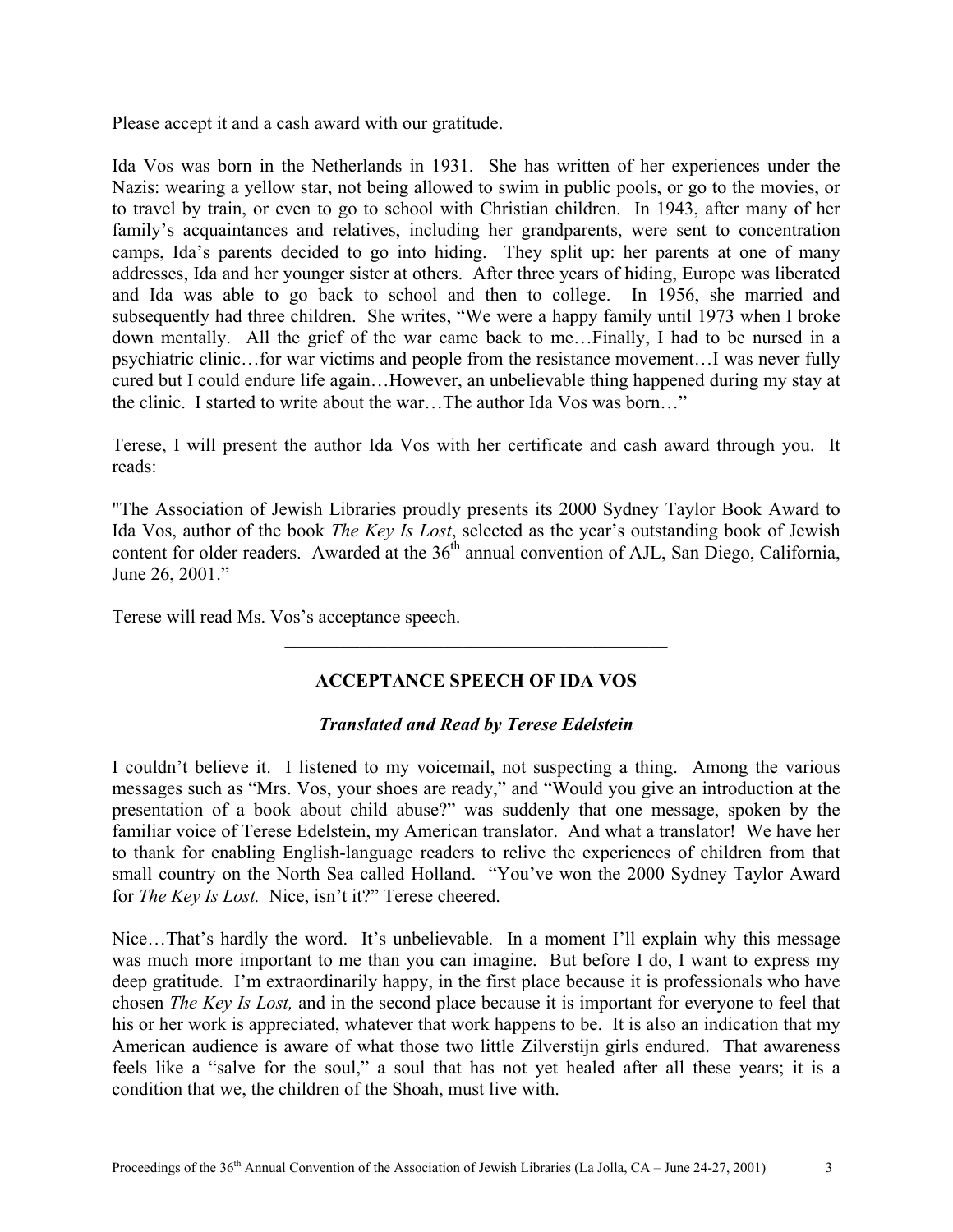Please accept it and a cash award with our gratitude.

Ida Vos was born in the Netherlands in 1931. She has written of her experiences under the Nazis: wearing a yellow star, not being allowed to swim in public pools, or go to the movies, or to travel by train, or even to go to school with Christian children. In 1943, after many of her family's acquaintances and relatives, including her grandparents, were sent to concentration camps, Ida's parents decided to go into hiding. They split up: her parents at one of many addresses, Ida and her younger sister at others. After three years of hiding, Europe was liberated and Ida was able to go back to school and then to college. In 1956, she married and subsequently had three children. She writes, "We were a happy family until 1973 when I broke down mentally. All the grief of the war came back to me…Finally, I had to be nursed in a psychiatric clinic…for war victims and people from the resistance movement…I was never fully cured but I could endure life again…However, an unbelievable thing happened during my stay at the clinic. I started to write about the war…The author Ida Vos was born…"

Terese, I will present the author Ida Vos with her certificate and cash award through you. It reads:

"The Association of Jewish Libraries proudly presents its 2000 Sydney Taylor Book Award to Ida Vos, author of the book *The Key Is Lost*, selected as the year's outstanding book of Jewish content for older readers. Awarded at the 36th annual convention of AJL, San Diego, California, June 26, 2001."

Terese will read Ms. Vos's acceptance speech.

---

## ACCEPTANCE SPEECH OF IDA VOS

### *Translated and Read by Terese Edelstein*

I couldn't believe it. I listened to my voicemail, not suspecting a thing. Among the various messages such as "Mrs. Vos, your shoes are ready," and "Would you give an introduction at the presentation of a book about child abuse?" was suddenly that one message, spoken by the familiar voice of Terese Edelstein, my American translator. And what a translator! We have her to thank for enabling English-language readers to relive the experiences of children from that small country on the North Sea called Holland. "You've won the 2000 Sydney Taylor Award for *The Key Is Lost.* Nice, isn't it?" Terese cheered.

Nice…That's hardly the word. It's unbelievable. In a moment I'll explain why this message was much more important to me than you can imagine. But before I do, I want to express my deep gratitude. I'm extraordinarily happy, in the first place because it is professionals who have chosen *The Key Is Lost,* and in the second place because it is important for everyone to feel that his or her work is appreciated, whatever that work happens to be. It is also an indication that my American audience is aware of what those two little Zilverstijn girls endured. That awareness feels like a "salve for the soul," a soul that has not yet healed after all these years; it is a condition that we, the children of the Shoah, must live with.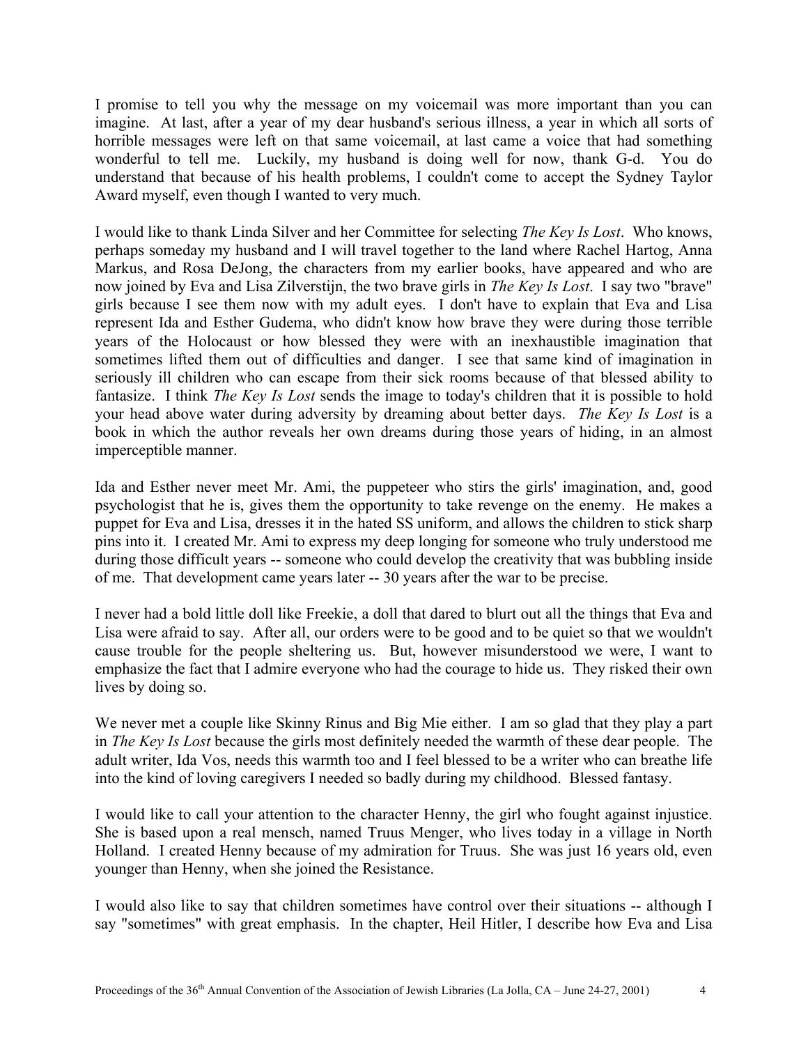I promise to tell you why the message on my voicemail was more important than you can imagine. At last, after a year of my dear husband's serious illness, a year in which all sorts of horrible messages were left on that same voicemail, at last came a voice that had something wonderful to tell me. Luckily, my husband is doing well for now, thank G-d. You do understand that because of his health problems, I couldn't come to accept the Sydney Taylor Award myself, even though I wanted to very much.

I would like to thank Linda Silver and her Committee for selecting *The Key Is Lost*. Who knows, perhaps someday my husband and I will travel together to the land where Rachel Hartog, Anna Markus, and Rosa DeJong, the characters from my earlier books, have appeared and who are now joined by Eva and Lisa Zilverstijn, the two brave girls in *The Key Is Lost*. I say two "brave" girls because I see them now with my adult eyes. I don't have to explain that Eva and Lisa represent Ida and Esther Gudema, who didn't know how brave they were during those terrible years of the Holocaust or how blessed they were with an inexhaustible imagination that sometimes lifted them out of difficulties and danger. I see that same kind of imagination in seriously ill children who can escape from their sick rooms because of that blessed ability to fantasize. I think *The Key Is Lost* sends the image to today's children that it is possible to hold your head above water during adversity by dreaming about better days. *The Key Is Lost* is a book in which the author reveals her own dreams during those years of hiding, in an almost imperceptible manner.

Ida and Esther never meet Mr. Ami, the puppeteer who stirs the girls' imagination, and, good psychologist that he is, gives them the opportunity to take revenge on the enemy. He makes a puppet for Eva and Lisa, dresses it in the hated SS uniform, and allows the children to stick sharp pins into it. I created Mr. Ami to express my deep longing for someone who truly understood me during those difficult years -- someone who could develop the creativity that was bubbling inside of me. That development came years later -- 30 years after the war to be precise.

I never had a bold little doll like Freekie, a doll that dared to blurt out all the things that Eva and Lisa were afraid to say. After all, our orders were to be good and to be quiet so that we wouldn't cause trouble for the people sheltering us. But, however misunderstood we were, I want to emphasize the fact that I admire everyone who had the courage to hide us. They risked their own lives by doing so.

We never met a couple like Skinny Rinus and Big Mie either. I am so glad that they play a part in *The Key Is Lost* because the girls most definitely needed the warmth of these dear people. The adult writer, Ida Vos, needs this warmth too and I feel blessed to be a writer who can breathe life into the kind of loving caregivers I needed so badly during my childhood. Blessed fantasy.

I would like to call your attention to the character Henny, the girl who fought against injustice. She is based upon a real mensch, named Truus Menger, who lives today in a village in North Holland. I created Henny because of my admiration for Truus. She was just 16 years old, even younger than Henny, when she joined the Resistance.

I would also like to say that children sometimes have control over their situations -- although I say "sometimes" with great emphasis. In the chapter, Heil Hitler, I describe how Eva and Lisa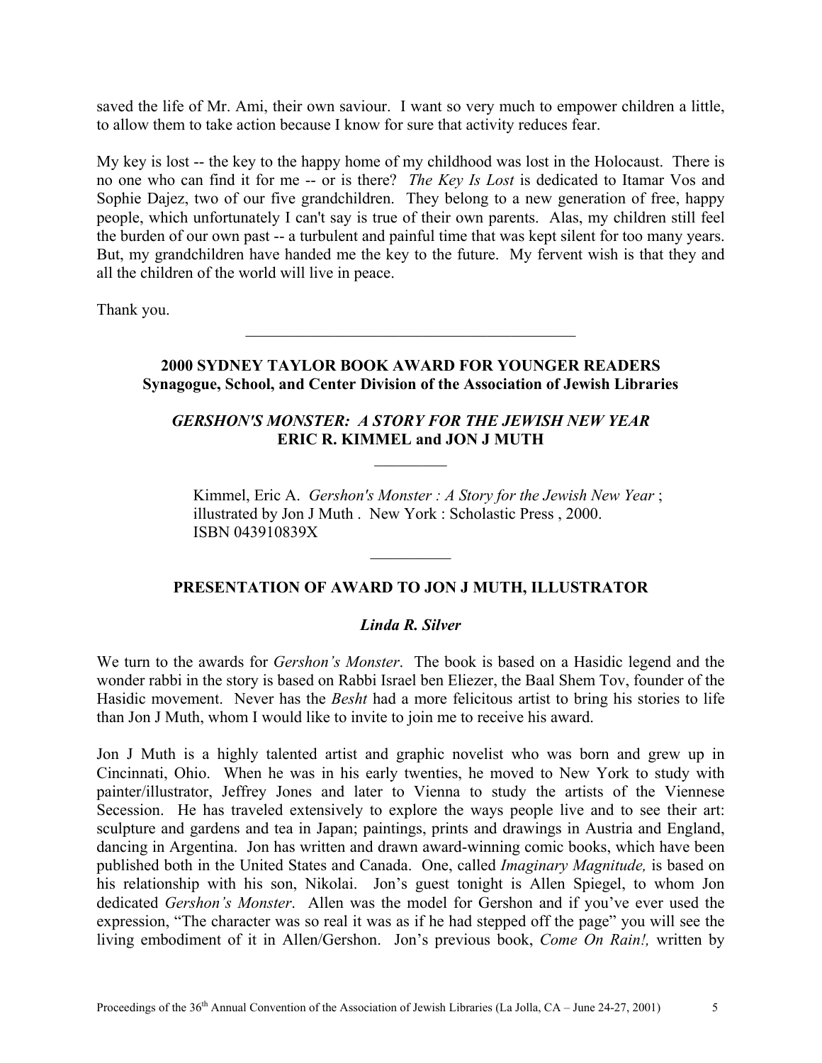saved the life of Mr. Ami, their own saviour. I want so very much to empower children a little, to allow them to take action because I know for sure that activity reduces fear.

My key is lost -- the key to the happy home of my childhood was lost in the Holocaust. There is no one who can find it for me -- or is there? *The Key Is Lost* is dedicated to Itamar Vos and Sophie Dajez, two of our five grandchildren. They belong to a new generation of free, happy people, which unfortunately I can't say is true of their own parents. Alas, my children still feel the burden of our own past -- a turbulent and painful time that was kept silent for too many years. But, my grandchildren have handed me the key to the future. My fervent wish is that they and all the children of the world will live in peace.

Thank you.

---

**2000 SYDNEY TAYLOR BOOK AWARD FOR YOUNGER READERS**
**Synagogue, School, and Center Division of the Association of Jewish Libraries**

***GERSHON'S MONSTER: A STORY FOR THE JEWISH NEW YEAR***
**ERIC R. KIMMEL and JON J MUTH**

---

Kimmel, Eric A. *Gershon's Monster : A Story for the Jewish New Year* ; illustrated by Jon J Muth . New York : Scholastic Press , 2000. ISBN 043910839X

---

**PRESENTATION OF AWARD TO JON J MUTH, ILLUSTRATOR**

***Linda R. Silver***

We turn to the awards for *Gershon's Monster*. The book is based on a Hasidic legend and the wonder rabbi in the story is based on Rabbi Israel ben Eliezer, the Baal Shem Tov, founder of the Hasidic movement. Never has the *Besht* had a more felicitous artist to bring his stories to life than Jon J Muth, whom I would like to invite to join me to receive his award.

Jon J Muth is a highly talented artist and graphic novelist who was born and grew up in Cincinnati, Ohio. When he was in his early twenties, he moved to New York to study with painter/illustrator, Jeffrey Jones and later to Vienna to study the artists of the Viennese Secession. He has traveled extensively to explore the ways people live and to see their art: sculpture and gardens and tea in Japan; paintings, prints and drawings in Austria and England, dancing in Argentina. Jon has written and drawn award-winning comic books, which have been published both in the United States and Canada. One, called *Imaginary Magnitude,* is based on his relationship with his son, Nikolai. Jon's guest tonight is Allen Spiegel, to whom Jon dedicated *Gershon's Monster*. Allen was the model for Gershon and if you've ever used the expression, "The character was so real it was as if he had stepped off the page" you will see the living embodiment of it in Allen/Gershon. Jon's previous book, *Come On Rain!,* written by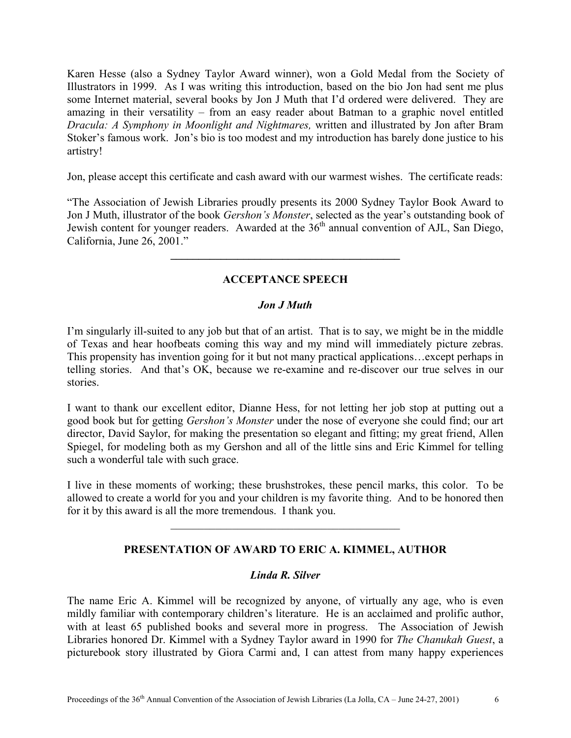Karen Hesse (also a Sydney Taylor Award winner), won a Gold Medal from the Society of Illustrators in 1999. As I was writing this introduction, based on the bio Jon had sent me plus some Internet material, several books by Jon J Muth that I'd ordered were delivered. They are amazing in their versatility – from an easy reader about Batman to a graphic novel entitled *Dracula: A Symphony in Moonlight and Nightmares,* written and illustrated by Jon after Bram Stoker's famous work. Jon's bio is too modest and my introduction has barely done justice to his artistry!

Jon, please accept this certificate and cash award with our warmest wishes. The certificate reads:

"The Association of Jewish Libraries proudly presents its 2000 Sydney Taylor Book Award to Jon J Muth, illustrator of the book *Gershon's Monster*, selected as the year's outstanding book of Jewish content for younger readers. Awarded at the 36th annual convention of AJL, San Diego, California, June 26, 2001."

---

## ACCEPTANCE SPEECH

***Jon J Muth***

I'm singularly ill-suited to any job but that of an artist. That is to say, we might be in the middle of Texas and hear hoofbeats coming this way and my mind will immediately picture zebras. This propensity has invention going for it but not many practical applications…except perhaps in telling stories. And that's OK, because we re-examine and re-discover our true selves in our stories.

I want to thank our excellent editor, Dianne Hess, for not letting her job stop at putting out a good book but for getting *Gershon's Monster* under the nose of everyone she could find; our art director, David Saylor, for making the presentation so elegant and fitting; my great friend, Allen Spiegel, for modeling both as my Gershon and all of the little sins and Eric Kimmel for telling such a wonderful tale with such grace.

I live in these moments of working; these brushstrokes, these pencil marks, this color. To be allowed to create a world for you and your children is my favorite thing. And to be honored then for it by this award is all the more tremendous. I thank you.

---

## PRESENTATION OF AWARD TO ERIC A. KIMMEL, AUTHOR

***Linda R. Silver***

The name Eric A. Kimmel will be recognized by anyone, of virtually any age, who is even mildly familiar with contemporary children's literature. He is an acclaimed and prolific author, with at least 65 published books and several more in progress. The Association of Jewish Libraries honored Dr. Kimmel with a Sydney Taylor award in 1990 for *The Chanukah Guest*, a picturebook story illustrated by Giora Carmi and, I can attest from many happy experiences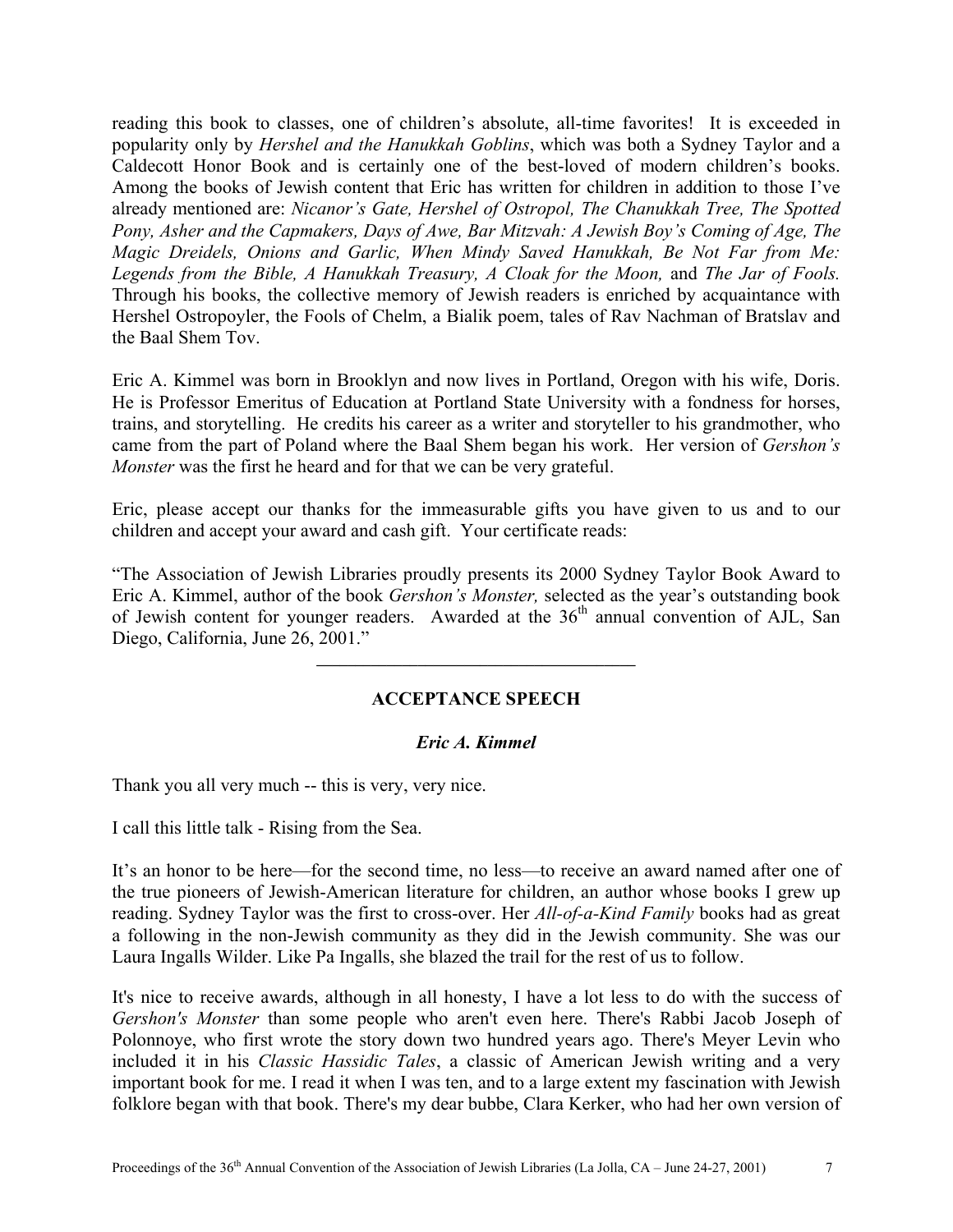reading this book to classes, one of children's absolute, all-time favorites! It is exceeded in popularity only by *Hershel and the Hanukkah Goblins*, which was both a Sydney Taylor and a Caldecott Honor Book and is certainly one of the best-loved of modern children's books. Among the books of Jewish content that Eric has written for children in addition to those I've already mentioned are: *Nicanor's Gate, Hershel of Ostropol, The Chanukkah Tree, The Spotted Pony, Asher and the Capmakers, Days of Awe, Bar Mitzvah: A Jewish Boy's Coming of Age, The Magic Dreidels, Onions and Garlic, When Mindy Saved Hanukkah, Be Not Far from Me: Legends from the Bible, A Hanukkah Treasury, A Cloak for the Moon,* and *The Jar of Fools.* Through his books, the collective memory of Jewish readers is enriched by acquaintance with Hershel Ostropoyler, the Fools of Chelm, a Bialik poem, tales of Rav Nachman of Bratslav and the Baal Shem Tov.

Eric A. Kimmel was born in Brooklyn and now lives in Portland, Oregon with his wife, Doris. He is Professor Emeritus of Education at Portland State University with a fondness for horses, trains, and storytelling. He credits his career as a writer and storyteller to his grandmother, who came from the part of Poland where the Baal Shem began his work. Her version of *Gershon's Monster* was the first he heard and for that we can be very grateful.

Eric, please accept our thanks for the immeasurable gifts you have given to us and to our children and accept your award and cash gift. Your certificate reads:

"The Association of Jewish Libraries proudly presents its 2000 Sydney Taylor Book Award to Eric A. Kimmel, author of the book *Gershon's Monster,* selected as the year's outstanding book of Jewish content for younger readers. Awarded at the 36th annual convention of AJL, San Diego, California, June 26, 2001."

---

## ACCEPTANCE SPEECH

### *Eric A. Kimmel*

Thank you all very much -- this is very, very nice.

I call this little talk - Rising from the Sea.

It's an honor to be here—for the second time, no less—to receive an award named after one of the true pioneers of Jewish-American literature for children, an author whose books I grew up reading. Sydney Taylor was the first to cross-over. Her *All-of-a-Kind Family* books had as great a following in the non-Jewish community as they did in the Jewish community. She was our Laura Ingalls Wilder. Like Pa Ingalls, she blazed the trail for the rest of us to follow.

It's nice to receive awards, although in all honesty, I have a lot less to do with the success of *Gershon's Monster* than some people who aren't even here. There's Rabbi Jacob Joseph of Polonnoye, who first wrote the story down two hundred years ago. There's Meyer Levin who included it in his *Classic Hassidic Tales*, a classic of American Jewish writing and a very important book for me. I read it when I was ten, and to a large extent my fascination with Jewish folklore began with that book. There's my dear bubbe, Clara Kerker, who had her own version of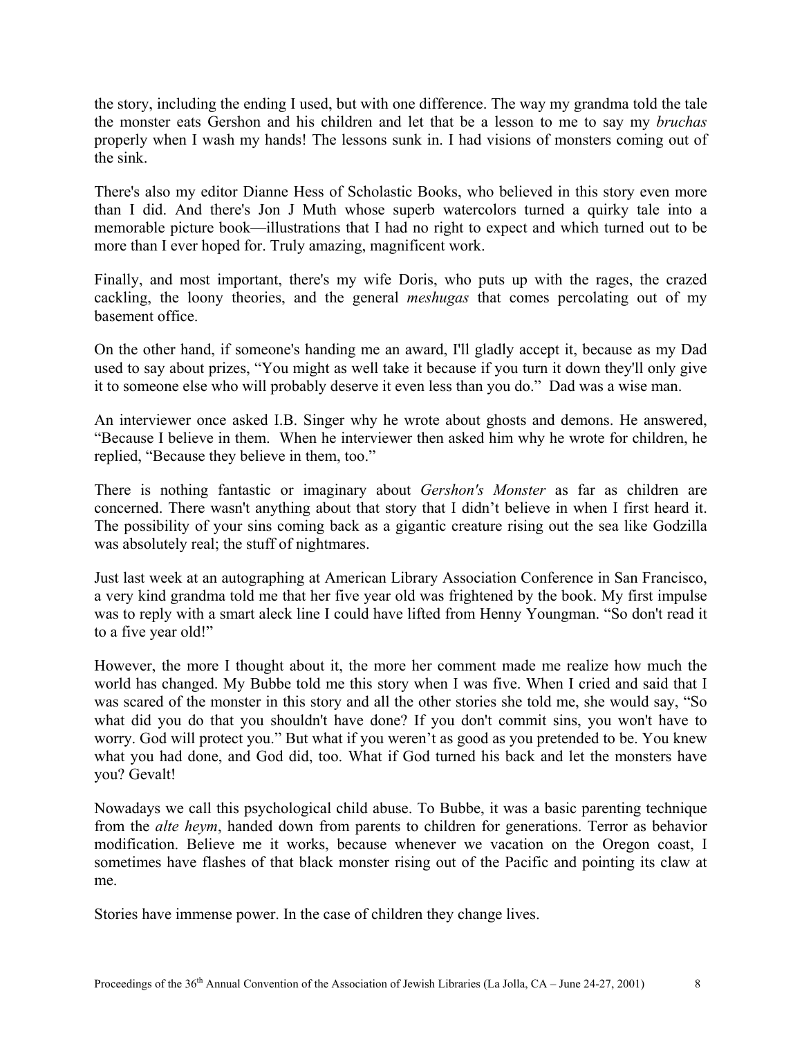the story, including the ending I used, but with one difference. The way my grandma told the tale the monster eats Gershon and his children and let that be a lesson to me to say my *bruchas* properly when I wash my hands! The lessons sunk in. I had visions of monsters coming out of the sink.

There's also my editor Dianne Hess of Scholastic Books, who believed in this story even more than I did. And there's Jon J Muth whose superb watercolors turned a quirky tale into a memorable picture book—illustrations that I had no right to expect and which turned out to be more than I ever hoped for. Truly amazing, magnificent work.

Finally, and most important, there's my wife Doris, who puts up with the rages, the crazed cackling, the loony theories, and the general *meshugas* that comes percolating out of my basement office.

On the other hand, if someone's handing me an award, I'll gladly accept it, because as my Dad used to say about prizes, "You might as well take it because if you turn it down they'll only give it to someone else who will probably deserve it even less than you do." Dad was a wise man.

An interviewer once asked I.B. Singer why he wrote about ghosts and demons. He answered, "Because I believe in them. When he interviewer then asked him why he wrote for children, he replied, "Because they believe in them, too."

There is nothing fantastic or imaginary about *Gershon's Monster* as far as children are concerned. There wasn't anything about that story that I didn't believe in when I first heard it. The possibility of your sins coming back as a gigantic creature rising out the sea like Godzilla was absolutely real; the stuff of nightmares.

Just last week at an autographing at American Library Association Conference in San Francisco, a very kind grandma told me that her five year old was frightened by the book. My first impulse was to reply with a smart aleck line I could have lifted from Henny Youngman. "So don't read it to a five year old!"

However, the more I thought about it, the more her comment made me realize how much the world has changed. My Bubbe told me this story when I was five. When I cried and said that I was scared of the monster in this story and all the other stories she told me, she would say, "So what did you do that you shouldn't have done? If you don't commit sins, you won't have to worry. God will protect you." But what if you weren't as good as you pretended to be. You knew what you had done, and God did, too. What if God turned his back and let the monsters have you? Gevalt!

Nowadays we call this psychological child abuse. To Bubbe, it was a basic parenting technique from the *alte heym*, handed down from parents to children for generations. Terror as behavior modification. Believe me it works, because whenever we vacation on the Oregon coast, I sometimes have flashes of that black monster rising out of the Pacific and pointing its claw at me.

Stories have immense power. In the case of children they change lives.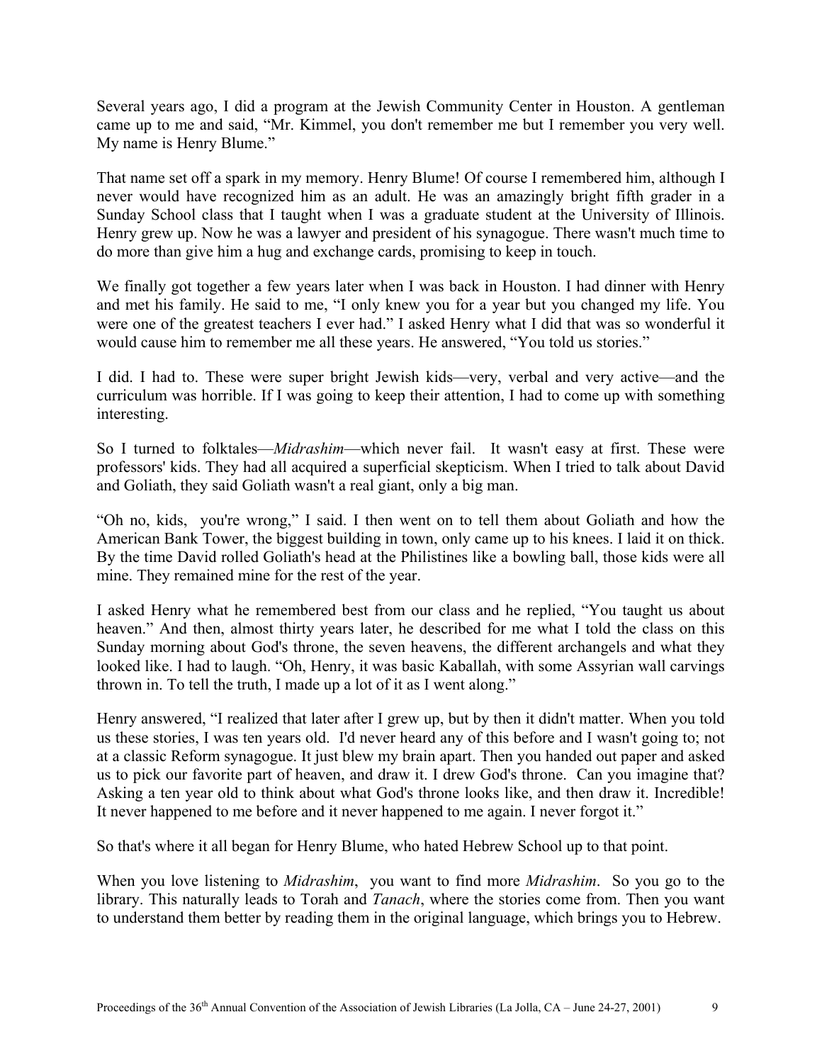Several years ago, I did a program at the Jewish Community Center in Houston. A gentleman came up to me and said, "Mr. Kimmel, you don't remember me but I remember you very well. My name is Henry Blume."

That name set off a spark in my memory. Henry Blume! Of course I remembered him, although I never would have recognized him as an adult. He was an amazingly bright fifth grader in a Sunday School class that I taught when I was a graduate student at the University of Illinois. Henry grew up. Now he was a lawyer and president of his synagogue. There wasn't much time to do more than give him a hug and exchange cards, promising to keep in touch.

We finally got together a few years later when I was back in Houston. I had dinner with Henry and met his family. He said to me, "I only knew you for a year but you changed my life. You were one of the greatest teachers I ever had." I asked Henry what I did that was so wonderful it would cause him to remember me all these years. He answered, "You told us stories."

I did. I had to. These were super bright Jewish kids—very, verbal and very active—and the curriculum was horrible. If I was going to keep their attention, I had to come up with something interesting.

So I turned to folktales—*Midrashim*—which never fail. It wasn't easy at first. These were professors' kids. They had all acquired a superficial skepticism. When I tried to talk about David and Goliath, they said Goliath wasn't a real giant, only a big man.

"Oh no, kids, you're wrong," I said. I then went on to tell them about Goliath and how the American Bank Tower, the biggest building in town, only came up to his knees. I laid it on thick. By the time David rolled Goliath's head at the Philistines like a bowling ball, those kids were all mine. They remained mine for the rest of the year.

I asked Henry what he remembered best from our class and he replied, "You taught us about heaven." And then, almost thirty years later, he described for me what I told the class on this Sunday morning about God's throne, the seven heavens, the different archangels and what they looked like. I had to laugh. "Oh, Henry, it was basic Kaballah, with some Assyrian wall carvings thrown in. To tell the truth, I made up a lot of it as I went along."

Henry answered, "I realized that later after I grew up, but by then it didn't matter. When you told us these stories, I was ten years old. I'd never heard any of this before and I wasn't going to; not at a classic Reform synagogue. It just blew my brain apart. Then you handed out paper and asked us to pick our favorite part of heaven, and draw it. I drew God's throne. Can you imagine that? Asking a ten year old to think about what God's throne looks like, and then draw it. Incredible! It never happened to me before and it never happened to me again. I never forgot it."

So that's where it all began for Henry Blume, who hated Hebrew School up to that point.

When you love listening to *Midrashim*, you want to find more *Midrashim*. So you go to the library. This naturally leads to Torah and *Tanach*, where the stories come from. Then you want to understand them better by reading them in the original language, which brings you to Hebrew.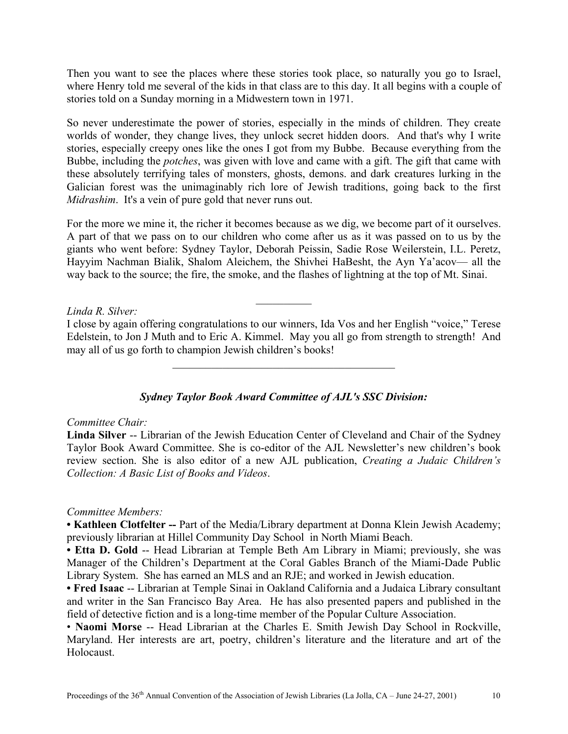Then you want to see the places where these stories took place, so naturally you go to Israel, where Henry told me several of the kids in that class are to this day. It all begins with a couple of stories told on a Sunday morning in a Midwestern town in 1971.

So never underestimate the power of stories, especially in the minds of children. They create worlds of wonder, they change lives, they unlock secret hidden doors. And that's why I write stories, especially creepy ones like the ones I got from my Bubbe. Because everything from the Bubbe, including the *potches*, was given with love and came with a gift. The gift that came with these absolutely terrifying tales of monsters, ghosts, demons. and dark creatures lurking in the Galician forest was the unimaginably rich lore of Jewish traditions, going back to the first *Midrashim*. It's a vein of pure gold that never runs out.

For the more we mine it, the richer it becomes because as we dig, we become part of it ourselves. A part of that we pass on to our children who come after us as it was passed on to us by the giants who went before: Sydney Taylor, Deborah Peissin, Sadie Rose Weilerstein, I.L. Peretz, Hayyim Nachman Bialik, Shalom Aleichem, the Shivhei HaBesht, the Ayn Ya'acov— all the way back to the source; the fire, the smoke, and the flashes of lightning at the top of Mt. Sinai.

---

*Linda R. Silver:*
I close by again offering congratulations to our winners, Ida Vos and her English "voice," Terese Edelstein, to Jon J Muth and to Eric A. Kimmel. May you all go from strength to strength! And may all of us go forth to champion Jewish children's books!

---

### *Sydney Taylor Book Award Committee of AJL's SSC Division:*

*Committee Chair:*
**Linda Silver** -- Librarian of the Jewish Education Center of Cleveland and Chair of the Sydney Taylor Book Award Committee. She is co-editor of the AJL Newsletter's new children's book review section. She is also editor of a new AJL publication, *Creating a Judaic Children's Collection: A Basic List of Books and Videos*.

*Committee Members:*
- **Kathleen Clotfelter --** Part of the Media/Library department at Donna Klein Jewish Academy; previously librarian at Hillel Community Day School in North Miami Beach.
- **Etta D. Gold** -- Head Librarian at Temple Beth Am Library in Miami; previously, she was Manager of the Children's Department at the Coral Gables Branch of the Miami-Dade Public Library System. She has earned an MLS and an RJE; and worked in Jewish education.
- **Fred Isaac** -- Librarian at Temple Sinai in Oakland California and a Judaica Library consultant and writer in the San Francisco Bay Area. He has also presented papers and published in the field of detective fiction and is a long-time member of the Popular Culture Association.
- **Naomi Morse** -- Head Librarian at the Charles E. Smith Jewish Day School in Rockville, Maryland. Her interests are art, poetry, children's literature and the literature and art of the Holocaust.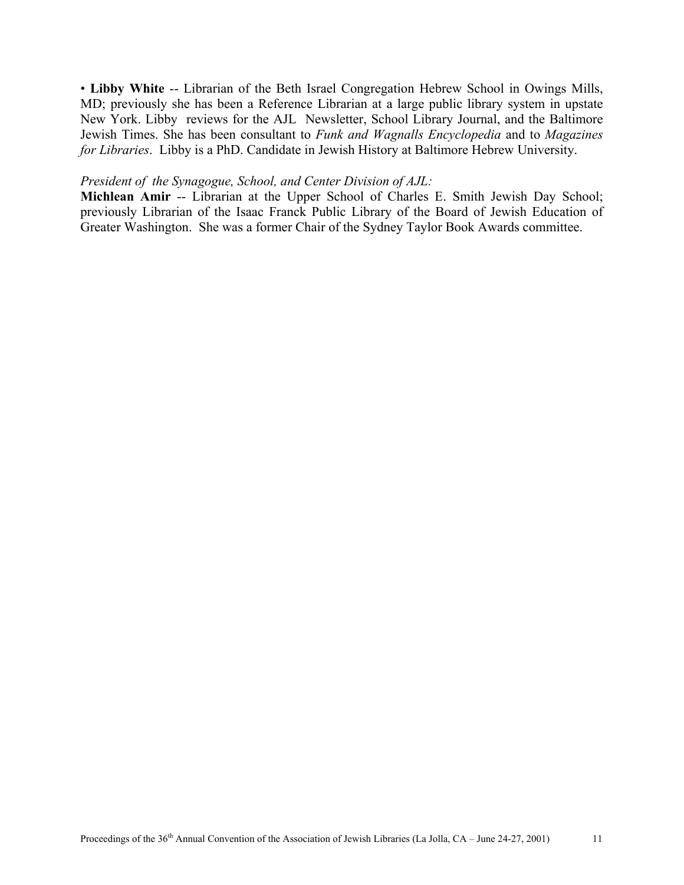• **Libby White** -- Librarian of the Beth Israel Congregation Hebrew School in Owings Mills, MD; previously she has been a Reference Librarian at a large public library system in upstate New York. Libby reviews for the AJL Newsletter, School Library Journal, and the Baltimore Jewish Times. She has been consultant to *Funk and Wagnalls Encyclopedia* and to *Magazines for Libraries*. Libby is a PhD. Candidate in Jewish History at Baltimore Hebrew University.

*President of the Synagogue, School, and Center Division of AJL:*
**Michlean Amir** -- Librarian at the Upper School of Charles E. Smith Jewish Day School; previously Librarian of the Isaac Franck Public Library of the Board of Jewish Education of Greater Washington. She was a former Chair of the Sydney Taylor Book Awards committee.